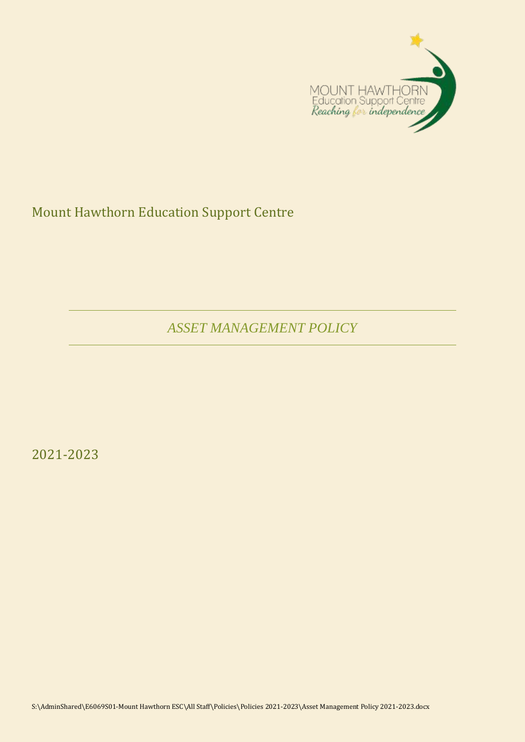MOUNT HAWTHORN
Education Support Centre
*Reaching for independence*

# Mount Hawthorn Education Support Centre

## *ASSET MANAGEMENT POLICY*

2021-2023

S:\AdminShared\E6069S01-Mount Hawthorn ESC\All Staff\Policies\Policies 2021-2023\Asset Management Policy 2021-2023.docx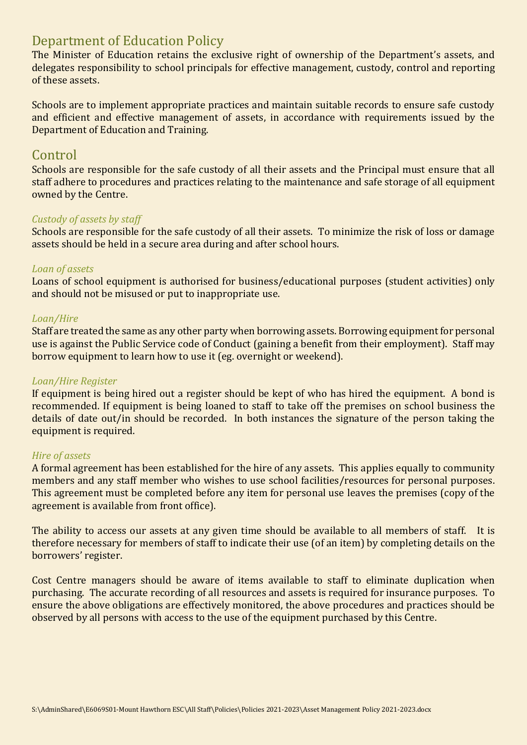## Department of Education Policy

The Minister of Education retains the exclusive right of ownership of the Department's assets, and delegates responsibility to school principals for effective management, custody, control and reporting of these assets.

Schools are to implement appropriate practices and maintain suitable records to ensure safe custody and efficient and effective management of assets, in accordance with requirements issued by the Department of Education and Training.

## Control

Schools are responsible for the safe custody of all their assets and the Principal must ensure that all staff adhere to procedures and practices relating to the maintenance and safe storage of all equipment owned by the Centre.

### *Custody of assets by staff*

Schools are responsible for the safe custody of all their assets. To minimize the risk of loss or damage assets should be held in a secure area during and after school hours.

### *Loan of assets*

Loans of school equipment is authorised for business/educational purposes (student activities) only and should not be misused or put to inappropriate use.

### *Loan/Hire*

Staff are treated the same as any other party when borrowing assets. Borrowing equipment for personal use is against the Public Service code of Conduct (gaining a benefit from their employment). Staff may borrow equipment to learn how to use it (eg. overnight or weekend).

### *Loan/Hire Register*

If equipment is being hired out a register should be kept of who has hired the equipment. A bond is recommended. If equipment is being loaned to staff to take off the premises on school business the details of date out/in should be recorded. In both instances the signature of the person taking the equipment is required.

### *Hire of assets*

A formal agreement has been established for the hire of any assets. This applies equally to community members and any staff member who wishes to use school facilities/resources for personal purposes. This agreement must be completed before any item for personal use leaves the premises (copy of the agreement is available from front office).

The ability to access our assets at any given time should be available to all members of staff. It is therefore necessary for members of staff to indicate their use (of an item) by completing details on the borrowers' register.

Cost Centre managers should be aware of items available to staff to eliminate duplication when purchasing. The accurate recording of all resources and assets is required for insurance purposes. To ensure the above obligations are effectively monitored, the above procedures and practices should be observed by all persons with access to the use of the equipment purchased by this Centre.